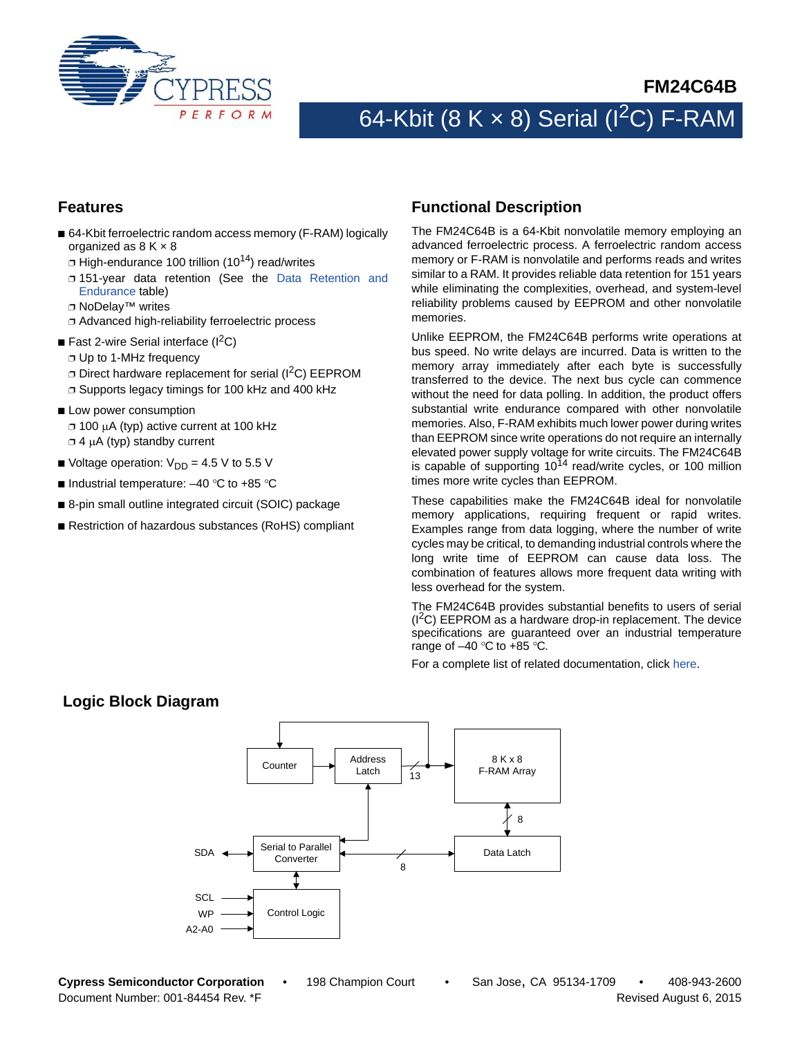# FM24C64B

## 64-Kbit (8 K × 8) Serial (I$^2$C) F-RAM

### Features

- 64-Kbit ferroelectric random access memory (F-RAM) logically organized as 8 K × 8
  - High-endurance 100 trillion ($10^{14}$) read/writes
  - 151-year data retention (See the Data Retention and Endurance table)
  - NoDelay™ writes
  - Advanced high-reliability ferroelectric process
- Fast 2-wire Serial interface (I$^2$C)
  - Up to 1-MHz frequency
  - Direct hardware replacement for serial (I$^2$C) EEPROM
  - Supports legacy timings for 100 kHz and 400 kHz
- Low power consumption
  - 100 µA (typ) active current at 100 kHz
  - 4 µA (typ) standby current
- Voltage operation: $V_{DD}$ = 4.5 V to 5.5 V
- Industrial temperature: –40 °C to +85 °C
- 8-pin small outline integrated circuit (SOIC) package
- Restriction of hazardous substances (RoHS) compliant

### Functional Description

The FM24C64B is a 64-Kbit nonvolatile memory employing an advanced ferroelectric process. A ferroelectric random access memory or F-RAM is nonvolatile and performs reads and writes similar to a RAM. It provides reliable data retention for 151 years while eliminating the complexities, overhead, and system-level reliability problems caused by EEPROM and other nonvolatile memories.

Unlike EEPROM, the FM24C64B performs write operations at bus speed. No write delays are incurred. Data is written to the memory array immediately after each byte is successfully transferred to the device. The next bus cycle can commence without the need for data polling. In addition, the product offers substantial write endurance compared with other nonvolatile memories. Also, F-RAM exhibits much lower power during writes than EEPROM since write operations do not require an internally elevated power supply voltage for write circuits. The FM24C64B is capable of supporting $10^{14}$ read/write cycles, or 100 million times more write cycles than EEPROM.

These capabilities make the FM24C64B ideal for nonvolatile memory applications, requiring frequent or rapid writes. Examples range from data logging, where the number of write cycles may be critical, to demanding industrial controls where the long write time of EEPROM can cause data loss. The combination of features allows more frequent data writing with less overhead for the system.

The FM24C64B provides substantial benefits to users of serial (I$^2$C) EEPROM as a hardware drop-in replacement. The device specifications are guaranteed over an industrial temperature range of –40 °C to +85 °C.

For a complete list of related documentation, click here.

### Logic Block Diagram

Counter → Address Latch → (13) → 8 K x 8 F-RAM Array

8 K x 8 F-RAM Array ↔ (8) ↔ Data Latch

SDA ↔ Serial to Parallel Converter ↔ (8) ↔ Data Latch

Serial to Parallel Converter → Address Latch

Serial to Parallel Converter ↔ Control Logic

SCL, WP, A2-A0 → Control Logic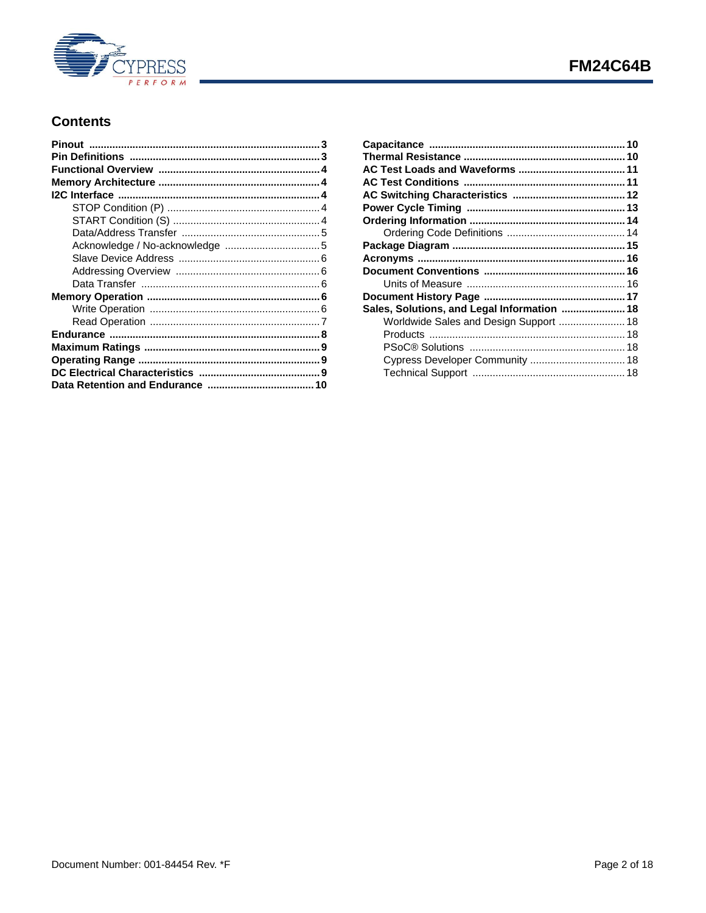## Contents

- **Pinout** .......... 3
- **Pin Definitions** .......... 3
- **Functional Overview** .......... 4
- **Memory Architecture** .......... 4
- **I2C Interface** .......... 4
  - STOP Condition (P) .......... 4
  - START Condition (S) .......... 4
  - Data/Address Transfer .......... 5
  - Acknowledge / No-acknowledge .......... 5
  - Slave Device Address .......... 6
  - Addressing Overview .......... 6
  - Data Transfer .......... 6
- **Memory Operation** .......... 6
  - Write Operation .......... 6
  - Read Operation .......... 7
- **Endurance** .......... 8
- **Maximum Ratings** .......... 9
- **Operating Range** .......... 9
- **DC Electrical Characteristics** .......... 9
- **Data Retention and Endurance** .......... 10
- **Capacitance** .......... 10
- **Thermal Resistance** .......... 10
- **AC Test Loads and Waveforms** .......... 11
- **AC Test Conditions** .......... 11
- **AC Switching Characteristics** .......... 12
- **Power Cycle Timing** .......... 13
- **Ordering Information** .......... 14
  - Ordering Code Definitions .......... 14
- **Package Diagram** .......... 15
- **Acronyms** .......... 16
- **Document Conventions** .......... 16
  - Units of Measure .......... 16
- **Document History Page** .......... 17
- **Sales, Solutions, and Legal Information** .......... 18
  - Worldwide Sales and Design Support .......... 18
  - Products .......... 18
  - PSoC® Solutions .......... 18
  - Cypress Developer Community .......... 18
  - Technical Support .......... 18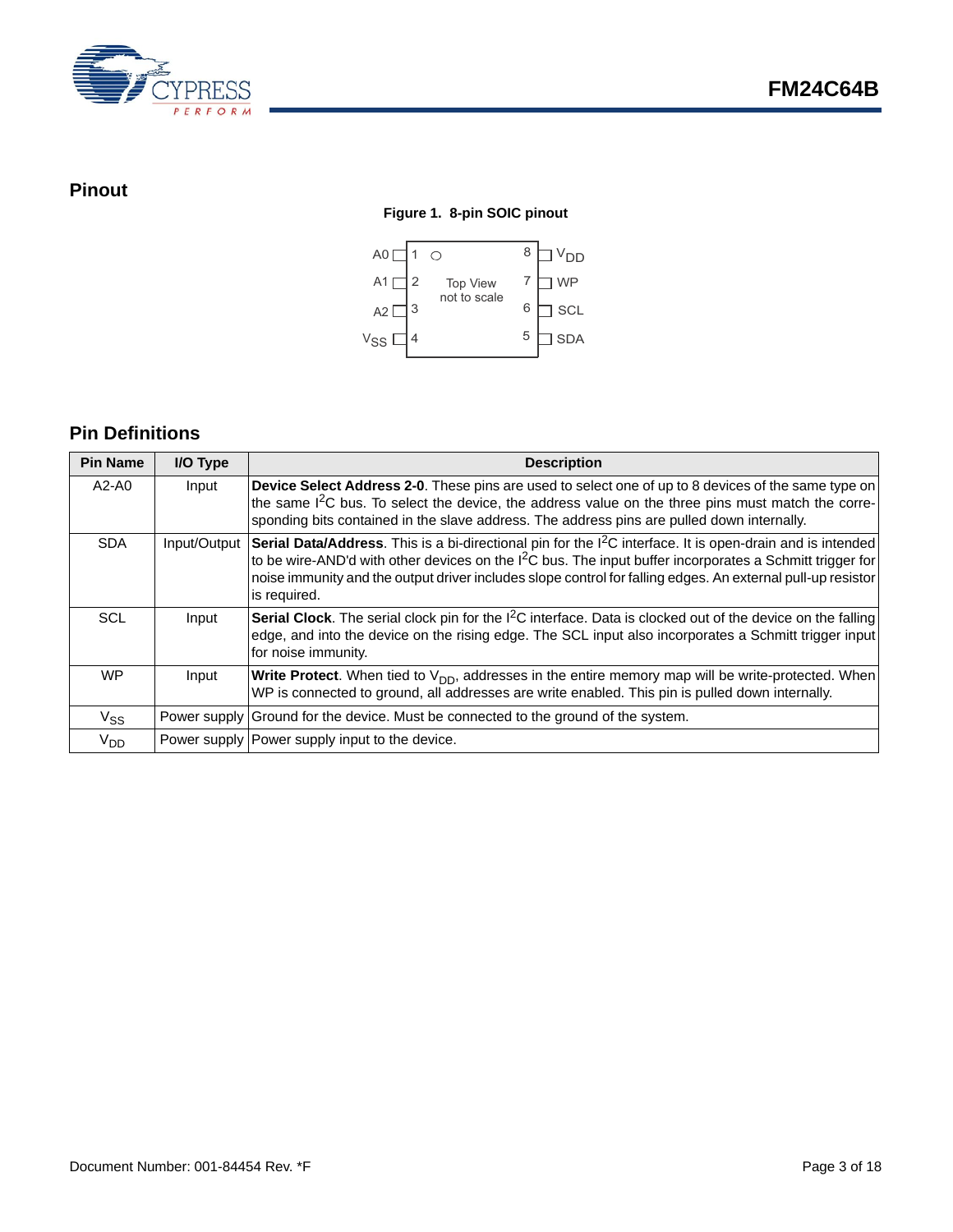## Pinout

**Figure 1. 8-pin SOIC pinout**

| Pin | Name | Pin | Name |
|---|---|---|---|
| 1 | A0 | 8 | $V_{DD}$ |
| 2 | A1 | 7 | WP |
| 3 | A2 | 6 | SCL |
| 4 | $V_{SS}$ | 5 | SDA |

Top View
not to scale

## Pin Definitions

| Pin Name | I/O Type | Description |
|---|---|---|
| A2-A0 | Input | **Device Select Address 2-0**. These pins are used to select one of up to 8 devices of the same type on the same $I^2C$ bus. To select the device, the address value on the three pins must match the corresponding bits contained in the slave address. The address pins are pulled down internally. |
| SDA | Input/Output | **Serial Data/Address**. This is a bi-directional pin for the $I^2C$ interface. It is open-drain and is intended to be wire-AND'd with other devices on the $I^2C$ bus. The input buffer incorporates a Schmitt trigger for noise immunity and the output driver includes slope control for falling edges. An external pull-up resistor is required. |
| SCL | Input | **Serial Clock**. The serial clock pin for the $I^2C$ interface. Data is clocked out of the device on the falling edge, and into the device on the rising edge. The SCL input also incorporates a Schmitt trigger input for noise immunity. |
| WP | Input | **Write Protect**. When tied to $V_{DD}$, addresses in the entire memory map will be write-protected. When WP is connected to ground, all addresses are write enabled. This pin is pulled down internally. |
| $V_{SS}$ | Power supply | Ground for the device. Must be connected to the ground of the system. |
| $V_{DD}$ | Power supply | Power supply input to the device. |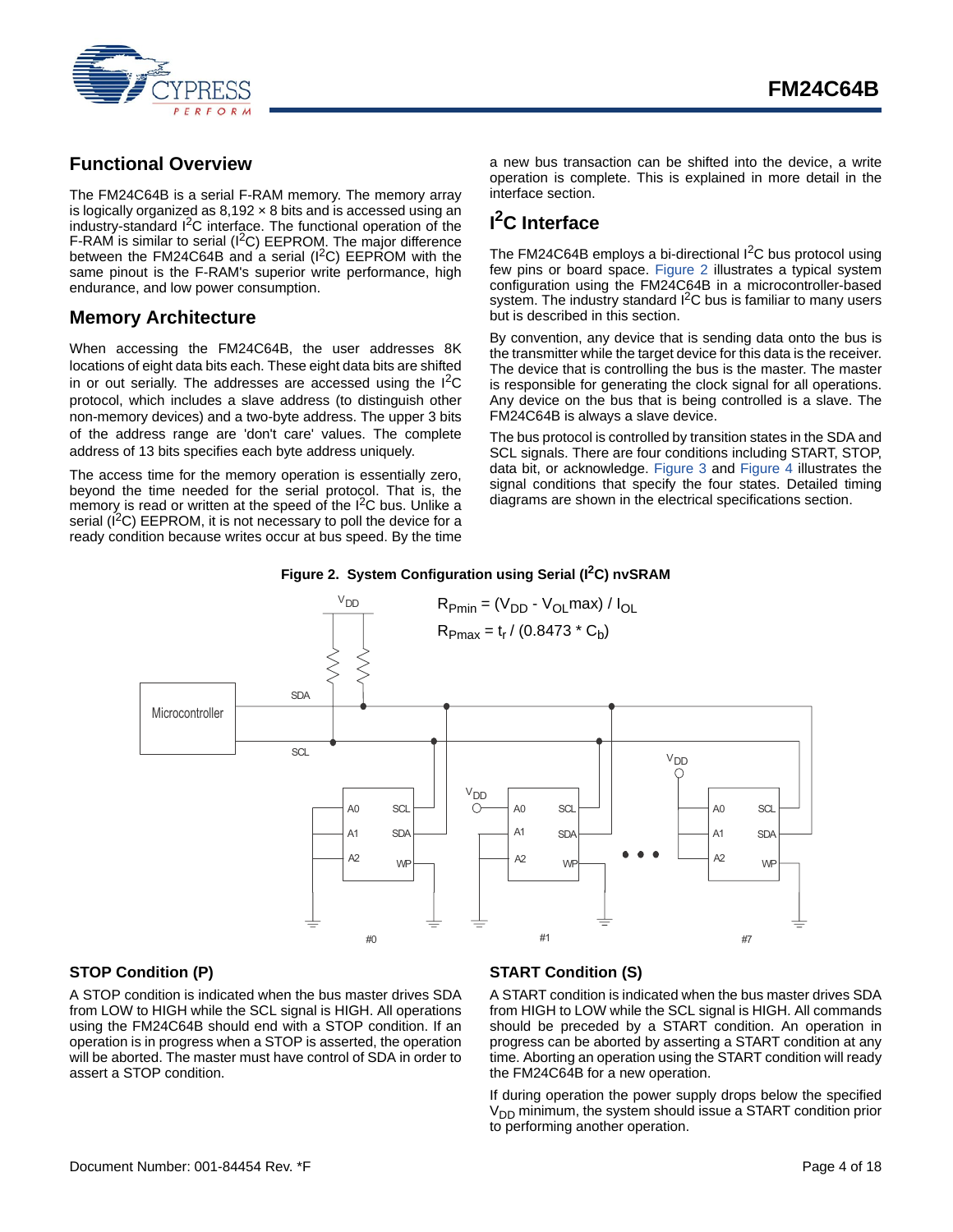## Functional Overview

The FM24C64B is a serial F-RAM memory. The memory array is logically organized as 8,192 × 8 bits and is accessed using an industry-standard $I^2C$ interface. The functional operation of the F-RAM is similar to serial ($I^2C$) EEPROM. The major difference between the FM24C64B and a serial ($I^2C$) EEPROM with the same pinout is the F-RAM's superior write performance, high endurance, and low power consumption.

## Memory Architecture

When accessing the FM24C64B, the user addresses 8K locations of eight data bits each. These eight data bits are shifted in or out serially. The addresses are accessed using the $I^2C$ protocol, which includes a slave address (to distinguish other non-memory devices) and a two-byte address. The upper 3 bits of the address range are 'don't care' values. The complete address of 13 bits specifies each byte address uniquely.

The access time for the memory operation is essentially zero, beyond the time needed for the serial protocol. That is, the memory is read or written at the speed of the $I^2C$ bus. Unlike a serial ($I^2C$) EEPROM, it is not necessary to poll the device for a ready condition because writes occur at bus speed. By the time a new bus transaction can be shifted into the device, a write operation is complete. This is explained in more detail in the interface section.

## $I^2C$ Interface

The FM24C64B employs a bi-directional $I^2C$ bus protocol using few pins or board space. Figure 2 illustrates a typical system configuration using the FM24C64B in a microcontroller-based system. The industry standard $I^2C$ bus is familiar to many users but is described in this section.

By convention, any device that is sending data onto the bus is the transmitter while the target device for this data is the receiver. The device that is controlling the bus is the master. The master is responsible for generating the clock signal for all operations. Any device on the bus that is being controlled is a slave. The FM24C64B is always a slave device.

The bus protocol is controlled by transition states in the SDA and SCL signals. There are four conditions including START, STOP, data bit, or acknowledge. Figure 3 and Figure 4 illustrates the signal conditions that specify the four states. Detailed timing diagrams are shown in the electrical specifications section.

**Figure 2. System Configuration using Serial ($I^2C$) nvSRAM**

$$R_{Pmin} = (V_{DD} - V_{OL}max) / I_{OL}$$

$$R_{Pmax} = t_r / (0.8473 * C_b)$$

### STOP Condition (P)

A STOP condition is indicated when the bus master drives SDA from LOW to HIGH while the SCL signal is HIGH. All operations using the FM24C64B should end with a STOP condition. If an operation is in progress when a STOP is asserted, the operation will be aborted. The master must have control of SDA in order to assert a STOP condition.

### START Condition (S)

A START condition is indicated when the bus master drives SDA from HIGH to LOW while the SCL signal is HIGH. All commands should be preceded by a START condition. An operation in progress can be aborted by asserting a START condition at any time. Aborting an operation using the START condition will ready the FM24C64B for a new operation.

If during operation the power supply drops below the specified $V_{DD}$ minimum, the system should issue a START condition prior to performing another operation.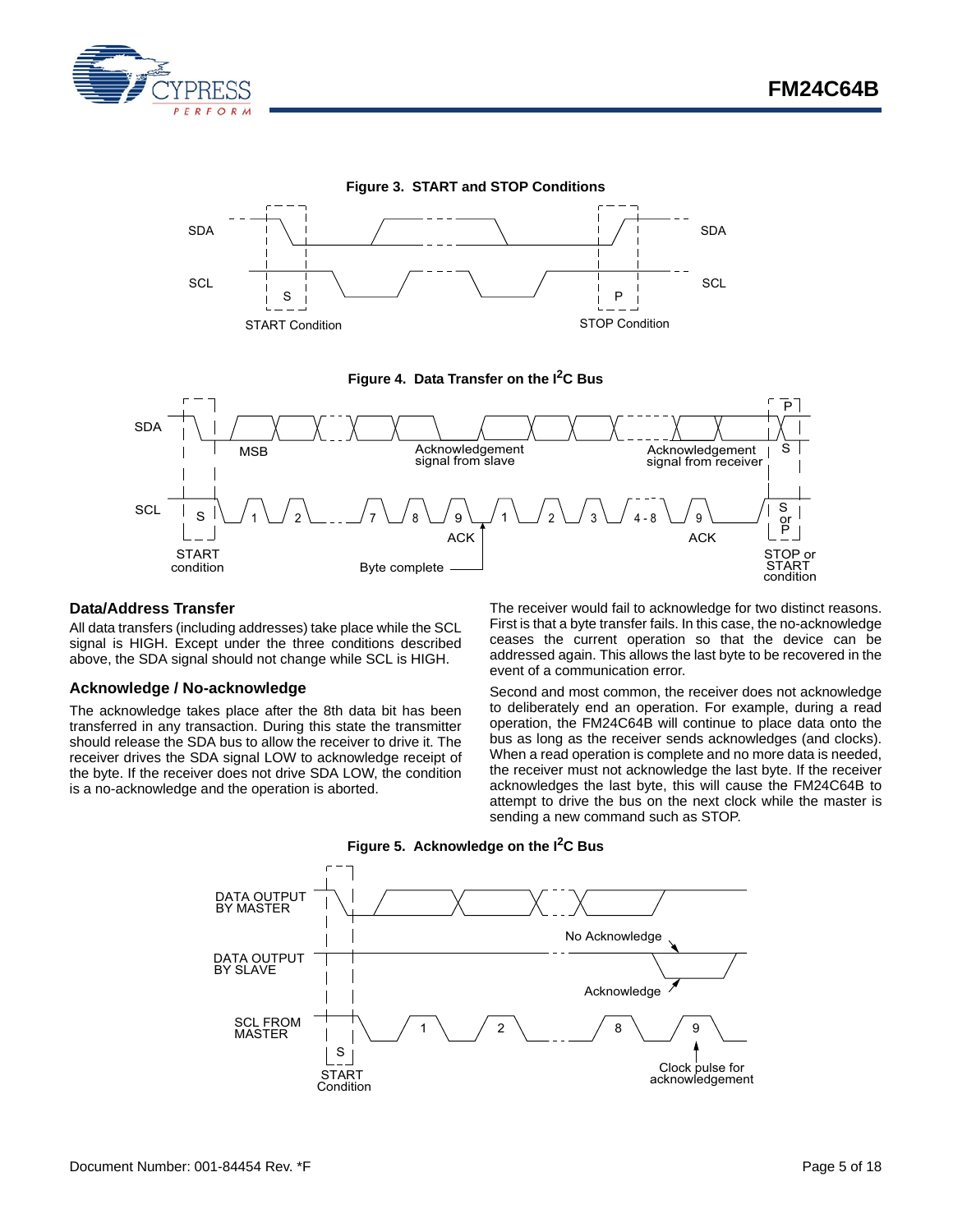**Figure 3. START and STOP Conditions**

**Figure 4. Data Transfer on the I²C Bus**

## Data/Address Transfer

All data transfers (including addresses) take place while the SCL signal is HIGH. Except under the three conditions described above, the SDA signal should not change while SCL is HIGH.

### Acknowledge / No-acknowledge

The acknowledge takes place after the 8th data bit has been transferred in any transaction. During this state the transmitter should release the SDA bus to allow the receiver to drive it. The receiver drives the SDA signal LOW to acknowledge receipt of the byte. If the receiver does not drive SDA LOW, the condition is a no-acknowledge and the operation is aborted.

The receiver would fail to acknowledge for two distinct reasons. First is that a byte transfer fails. In this case, the no-acknowledge ceases the current operation so that the device can be addressed again. This allows the last byte to be recovered in the event of a communication error.

Second and most common, the receiver does not acknowledge to deliberately end an operation. For example, during a read operation, the FM24C64B will continue to place data onto the bus as long as the receiver sends acknowledges (and clocks). When a read operation is complete and no more data is needed, the receiver must not acknowledge the last byte. If the receiver acknowledges the last byte, this will cause the FM24C64B to attempt to drive the bus on the next clock while the master is sending a new command such as STOP.

**Figure 5. Acknowledge on the I²C Bus**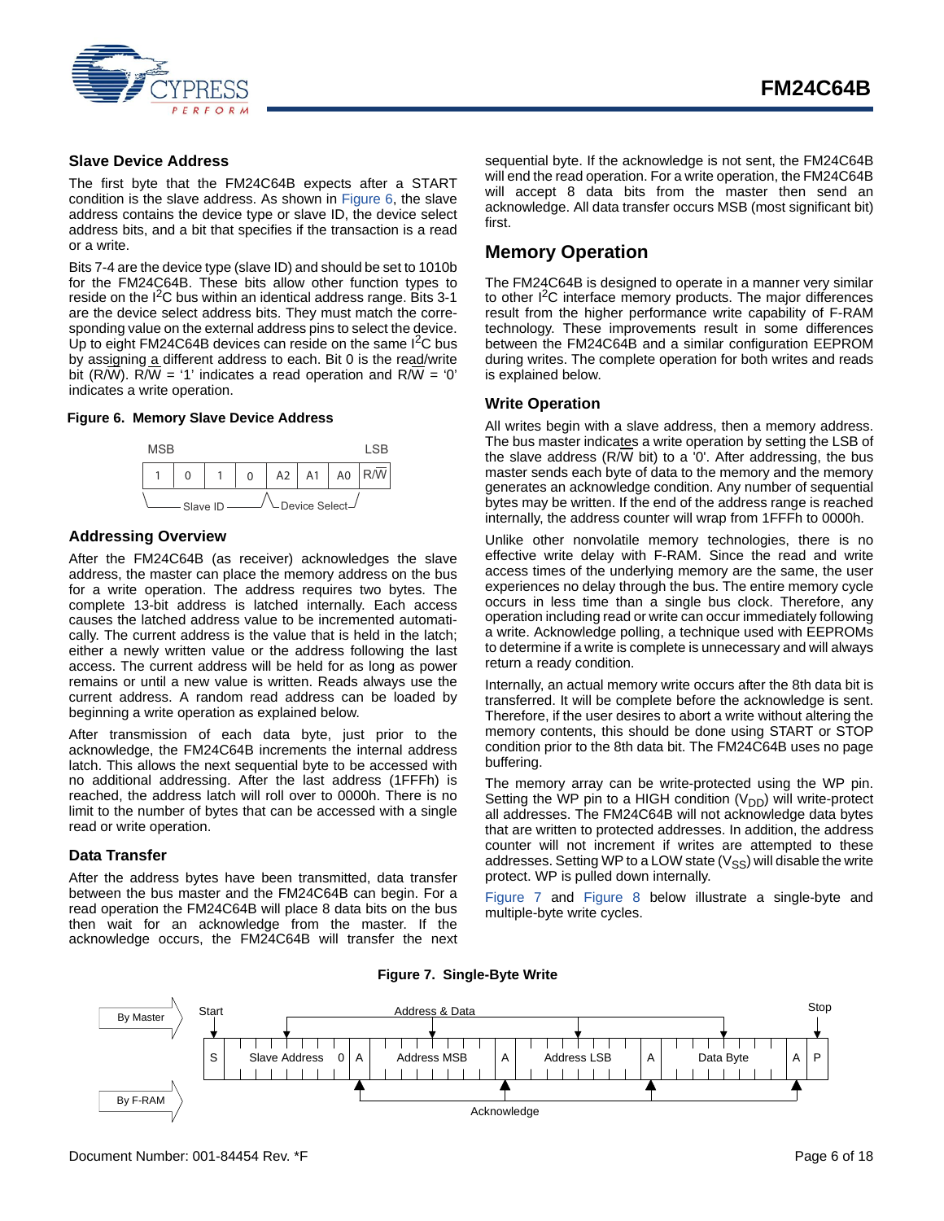## Slave Device Address

The first byte that the FM24C64B expects after a START condition is the slave address. As shown in Figure 6, the slave address contains the device type or slave ID, the device select address bits, and a bit that specifies if the transaction is a read or a write.

Bits 7-4 are the device type (slave ID) and should be set to 1010b for the FM24C64B. These bits allow other function types to reside on the I$^2$C bus within an identical address range. Bits 3-1 are the device select address bits. They must match the corresponding value on the external address pins to select the device. Up to eight FM24C64B devices can reside on the same I$^2$C bus by assigning a different address to each. Bit 0 is the read/write bit (R/$\overline{W}$). R/$\overline{W}$ = '1' indicates a read operation and R/$\overline{W}$ = '0' indicates a write operation.

**Figure 6. Memory Slave Device Address**

| MSB | | | | | | | LSB |
|---|---|---|---|---|---|---|---|
| 1 | 0 | 1 | 0 | A2 | A1 | A0 | R/$\overline{W}$ |
| Slave ID | | | | Device Select | | | |

## Addressing Overview

After the FM24C64B (as receiver) acknowledges the slave address, the master can place the memory address on the bus for a write operation. The address requires two bytes. The complete 13-bit address is latched internally. Each access causes the latched address value to be incremented automatically. The current address is the value that is held in the latch; either a newly written value or the address following the last access. The current address will be held for as long as power remains or until a new value is written. Reads always use the current address. A random read address can be loaded by beginning a write operation as explained below.

After transmission of each data byte, just prior to the acknowledge, the FM24C64B increments the internal address latch. This allows the next sequential byte to be accessed with no additional addressing. After the last address (1FFFh) is reached, the address latch will roll over to 0000h. There is no limit to the number of bytes that can be accessed with a single read or write operation.

## Data Transfer

After the address bytes have been transmitted, data transfer between the bus master and the FM24C64B can begin. For a read operation the FM24C64B will place 8 data bits on the bus then wait for an acknowledge from the master. If the acknowledge occurs, the FM24C64B will transfer the next sequential byte. If the acknowledge is not sent, the FM24C64B will end the read operation. For a write operation, the FM24C64B will accept 8 data bits from the master then send an acknowledge. All data transfer occurs MSB (most significant bit) first.

# Memory Operation

The FM24C64B is designed to operate in a manner very similar to other I$^2$C interface memory products. The major differences result from the higher performance write capability of F-RAM technology. These improvements result in some differences between the FM24C64B and a similar configuration EEPROM during writes. The complete operation for both writes and reads is explained below.

## Write Operation

All writes begin with a slave address, then a memory address. The bus master indicates a write operation by setting the LSB of the slave address (R/$\overline{W}$ bit) to a '0'. After addressing, the bus master sends each byte of data to the memory and the memory generates an acknowledge condition. Any number of sequential bytes may be written. If the end of the address range is reached internally, the address counter will wrap from 1FFFh to 0000h.

Unlike other nonvolatile memory technologies, there is no effective write delay with F-RAM. Since the read and write access times of the underlying memory are the same, the user experiences no delay through the bus. The entire memory cycle occurs in less time than a single bus clock. Therefore, any operation including read or write can occur immediately following a write. Acknowledge polling, a technique used with EEPROMs to determine if a write is complete is unnecessary and will always return a ready condition.

Internally, an actual memory write occurs after the 8th data bit is transferred. It will be complete before the acknowledge is sent. Therefore, if the user desires to abort a write without altering the memory contents, this should be done using START or STOP condition prior to the 8th data bit. The FM24C64B uses no page buffering.

The memory array can be write-protected using the WP pin. Setting the WP pin to a HIGH condition ($V_{DD}$) will write-protect all addresses. The FM24C64B will not acknowledge data bytes that are written to protected addresses. In addition, the address counter will not increment if writes are attempted to these addresses. Setting WP to a LOW state ($V_{SS}$) will disable the write protect. WP is pulled down internally.

Figure 7 and Figure 8 below illustrate a single-byte and multiple-byte write cycles.

**Figure 7. Single-Byte Write**

| S | Slave Address | 0 | A | Address MSB | A | Address LSB | A | Data Byte | A | P |
|---|---|---|---|---|---|---|---|---|---|---|

By Master: Start, Address & Data, Stop. By F-RAM: Acknowledge.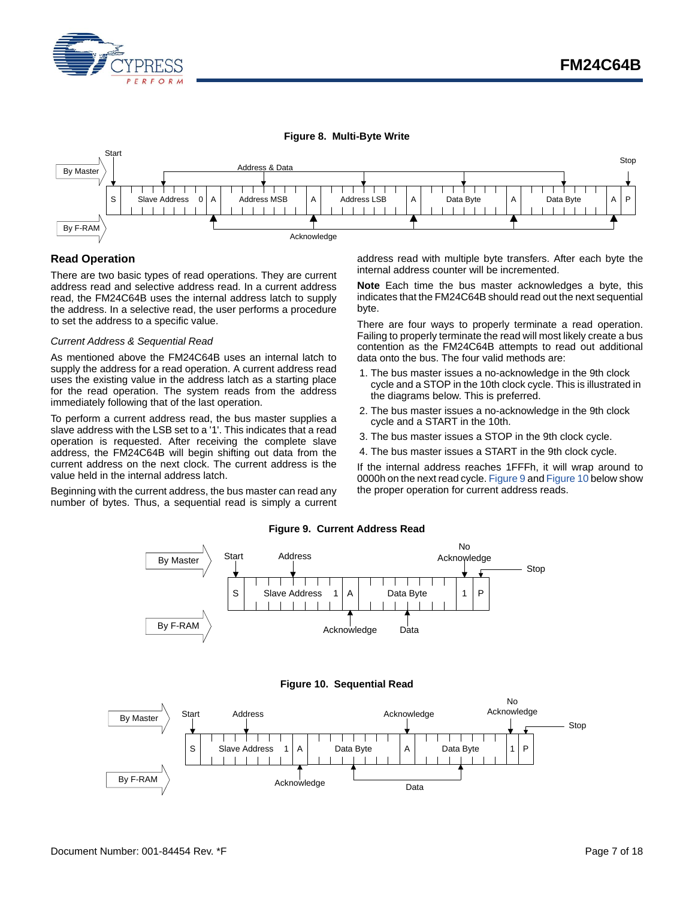**Figure 8. Multi-Byte Write**

## Read Operation

There are two basic types of read operations. They are current address read and selective address read. In a current address read, the FM24C64B uses the internal address latch to supply the address. In a selective read, the user performs a procedure to set the address to a specific value.

*Current Address & Sequential Read*

As mentioned above the FM24C64B uses an internal latch to supply the address for a read operation. A current address read uses the existing value in the address latch as a starting place for the read operation. The system reads from the address immediately following that of the last operation.

To perform a current address read, the bus master supplies a slave address with the LSB set to a '1'. This indicates that a read operation is requested. After receiving the complete slave address, the FM24C64B will begin shifting out data from the current address on the next clock. The current address is the value held in the internal address latch.

Beginning with the current address, the bus master can read any number of bytes. Thus, a sequential read is simply a current address read with multiple byte transfers. After each byte the internal address counter will be incremented.

**Note** Each time the bus master acknowledges a byte, this indicates that the FM24C64B should read out the next sequential byte.

There are four ways to properly terminate a read operation. Failing to properly terminate the read will most likely create a bus contention as the FM24C64B attempts to read out additional data onto the bus. The four valid methods are:

1. The bus master issues a no-acknowledge in the 9th clock cycle and a STOP in the 10th clock cycle. This is illustrated in the diagrams below. This is preferred.
2. The bus master issues a no-acknowledge in the 9th clock cycle and a START in the 10th.
3. The bus master issues a STOP in the 9th clock cycle.
4. The bus master issues a START in the 9th clock cycle.

If the internal address reaches 1FFFh, it will wrap around to 0000h on the next read cycle. Figure 9 and Figure 10 below show the proper operation for current address reads.

**Figure 9. Current Address Read**

**Figure 10. Sequential Read**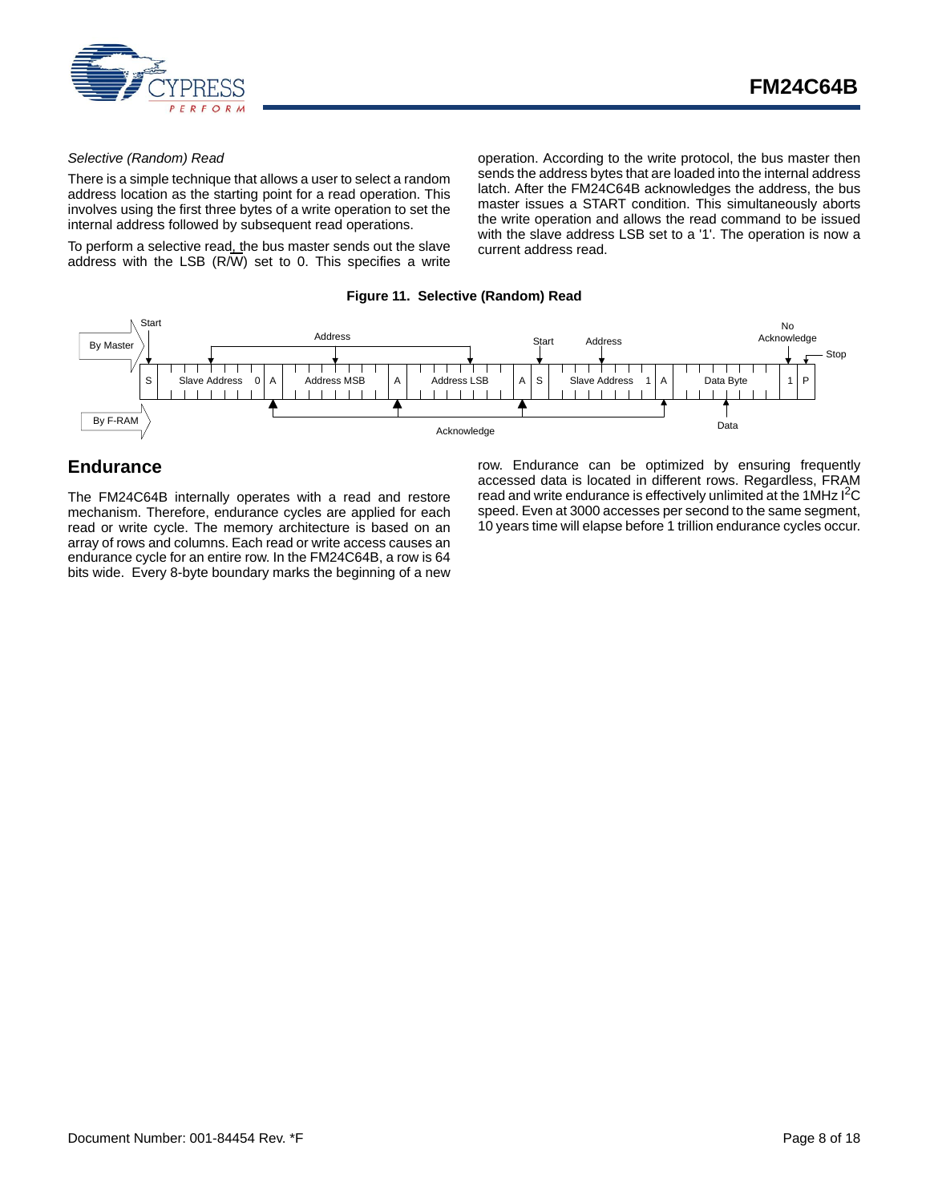*Selective (Random) Read*

There is a simple technique that allows a user to select a random address location as the starting point for a read operation. This involves using the first three bytes of a write operation to set the internal address followed by subsequent read operations.

To perform a selective read, the bus master sends out the slave address with the LSB (R/W) set to 0. This specifies a write operation. According to the write protocol, the bus master then sends the address bytes that are loaded into the internal address latch. After the FM24C64B acknowledges the address, the bus master issues a START condition. This simultaneously aborts the write operation and allows the read command to be issued with the slave address LSB set to a '1'. The operation is now a current address read.

**Figure 11. Selective (Random) Read**

## Endurance

The FM24C64B internally operates with a read and restore mechanism. Therefore, endurance cycles are applied for each read or write cycle. The memory architecture is based on an array of rows and columns. Each read or write access causes an endurance cycle for an entire row. In the FM24C64B, a row is 64 bits wide. Every 8-byte boundary marks the beginning of a new row. Endurance can be optimized by ensuring frequently accessed data is located in different rows. Regardless, FRAM read and write endurance is effectively unlimited at the 1MHz $I^2C$ speed. Even at 3000 accesses per second to the same segment, 10 years time will elapse before 1 trillion endurance cycles occur.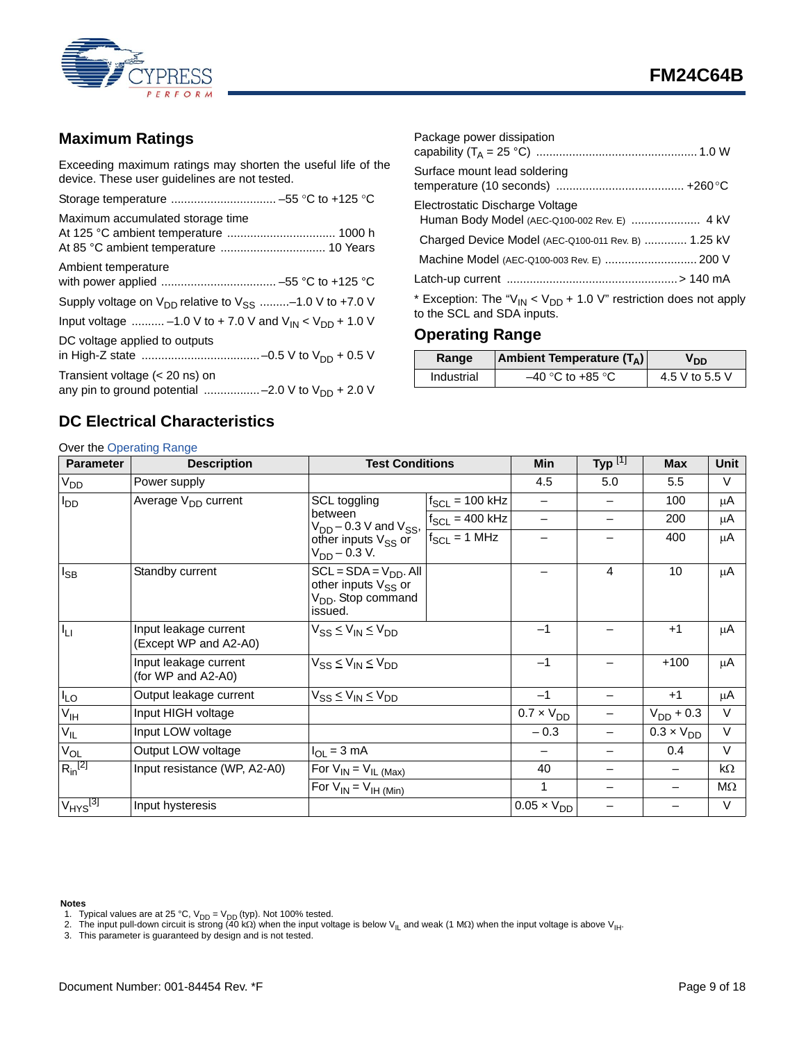## Maximum Ratings

Exceeding maximum ratings may shorten the useful life of the device. These user guidelines are not tested.

Storage temperature ................................ –55 °C to +125 °C

Maximum accumulated storage time
At 125 °C ambient temperature ................................ 1000 h
At 85 °C ambient temperature ................................ 10 Years

Ambient temperature
with power applied ................................... –55 °C to +125 °C

Supply voltage on $V_{DD}$ relative to $V_{SS}$ .........–1.0 V to +7.0 V

Input voltage .......... –1.0 V to + 7.0 V and $V_{IN} < V_{DD}$ + 1.0 V

DC voltage applied to outputs
in High-Z state ....................................–0.5 V to $V_{DD}$ + 0.5 V

Transient voltage (< 20 ns) on
any pin to ground potential .................–2.0 V to $V_{DD}$ + 2.0 V

Package power dissipation
capability ($T_A$ = 25 °C) ................................................. 1.0 W

Surface mount lead soldering
temperature (10 seconds) ....................................... +260 °C

Electrostatic Discharge Voltage
Human Body Model (AEC-Q100-002 Rev. E) ..................... 4 kV

Charged Device Model (AEC-Q100-011 Rev. B) ............. 1.25 kV

Machine Model (AEC-Q100-003 Rev. E) ............................ 200 V

Latch-up current .................................................... > 140 mA

* Exception: The "$V_{IN} < V_{DD}$ + 1.0 V" restriction does not apply to the SCL and SDA inputs.

## Operating Range

| Range | Ambient Temperature ($T_A$) | $V_{DD}$ |
|---|---|---|
| Industrial | –40 °C to +85 °C | 4.5 V to 5.5 V |

## DC Electrical Characteristics

Over the Operating Range

| Parameter | Description | Test Conditions | | Min | Typ [1] | Max | Unit |
|---|---|---|---|---|---|---|---|
| $V_{DD}$ | Power supply | | | 4.5 | 5.0 | 5.5 | V |
| $I_{DD}$ | Average $V_{DD}$ current | SCL toggling between $V_{DD}$ – 0.3 V and $V_{SS}$, other inputs $V_{SS}$ or $V_{DD}$ – 0.3 V. | $f_{SCL}$ = 100 kHz | – | – | 100 | µA |
| | | | $f_{SCL}$ = 400 kHz | – | – | 200 | µA |
| | | | $f_{SCL}$ = 1 MHz | – | – | 400 | µA |
| $I_{SB}$ | Standby current | SCL = SDA = $V_{DD}$. All other inputs $V_{SS}$ or $V_{DD}$. Stop command issued. | | – | 4 | 10 | µA |
| $I_{LI}$ | Input leakage current (Except WP and A2-A0) | $V_{SS} \leq V_{IN} \leq V_{DD}$ | | –1 | – | +1 | µA |
| | Input leakage current (for WP and A2-A0) | $V_{SS} \leq V_{IN} \leq V_{DD}$ | | –1 | – | +100 | µA |
| $I_{LO}$ | Output leakage current | $V_{SS} \leq V_{IN} \leq V_{DD}$ | | –1 | – | +1 | µA |
| $V_{IH}$ | Input HIGH voltage | | | 0.7 × $V_{DD}$ | – | $V_{DD}$ + 0.3 | V |
| $V_{IL}$ | Input LOW voltage | | | – 0.3 | – | 0.3 × $V_{DD}$ | V |
| $V_{OL}$ | Output LOW voltage | $I_{OL}$ = 3 mA | | – | – | 0.4 | V |
| $R_{in}$ [2] | Input resistance (WP, A2-A0) | For $V_{IN} = V_{IL\ (Max)}$ | | 40 | – | – | kΩ |
| | | For $V_{IN} = V_{IH\ (Min)}$ | | 1 | – | – | MΩ |
| $V_{HYS}$ [3] | Input hysteresis | | | 0.05 × $V_{DD}$ | – | – | V |

**Notes**
1. Typical values are at 25 °C, $V_{DD}$ = $V_{DD}$ (typ). Not 100% tested.
2. The input pull-down circuit is strong (40 kΩ) when the input voltage is below $V_{IL}$ and weak (1 MΩ) when the input voltage is above $V_{IH}$.
3. This parameter is guaranteed by design and is not tested.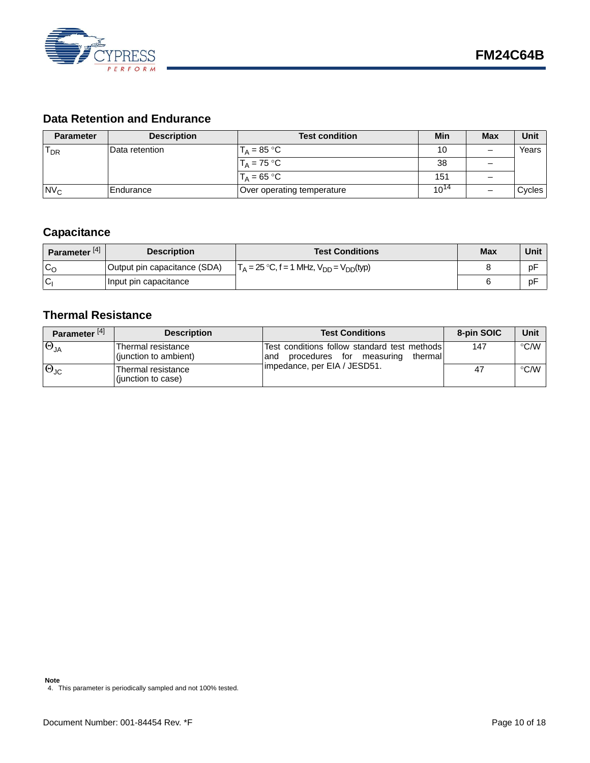## Data Retention and Endurance

| Parameter | Description | Test condition | Min | Max | Unit |
|---|---|---|---|---|---|
| $T_{DR}$ | Data retention | $T_A$ = 85 °C | 10 | – | Years |
| | | $T_A$ = 75 °C | 38 | – | |
| | | $T_A$ = 65 °C | 151 | – | |
| $NV_C$ | Endurance | Over operating temperature | $10^{14}$ | – | Cycles |

## Capacitance

| Parameter [4] | Description | Test Conditions | Max | Unit |
|---|---|---|---|---|
| $C_O$ | Output pin capacitance (SDA) | $T_A$ = 25 °C, f = 1 MHz, $V_{DD}$ = $V_{DD}$(typ) | 8 | pF |
| $C_I$ | Input pin capacitance | | 6 | pF |

## Thermal Resistance

| Parameter [4] | Description | Test Conditions | 8-pin SOIC | Unit |
|---|---|---|---|---|
| $\Theta_{JA}$ | Thermal resistance (junction to ambient) | Test conditions follow standard test methods and procedures for measuring thermal impedance, per EIA / JESD51. | 147 | °C/W |
| $\Theta_{JC}$ | Thermal resistance (junction to case) | | 47 | °C/W |

**Note**

4. This parameter is periodically sampled and not 100% tested.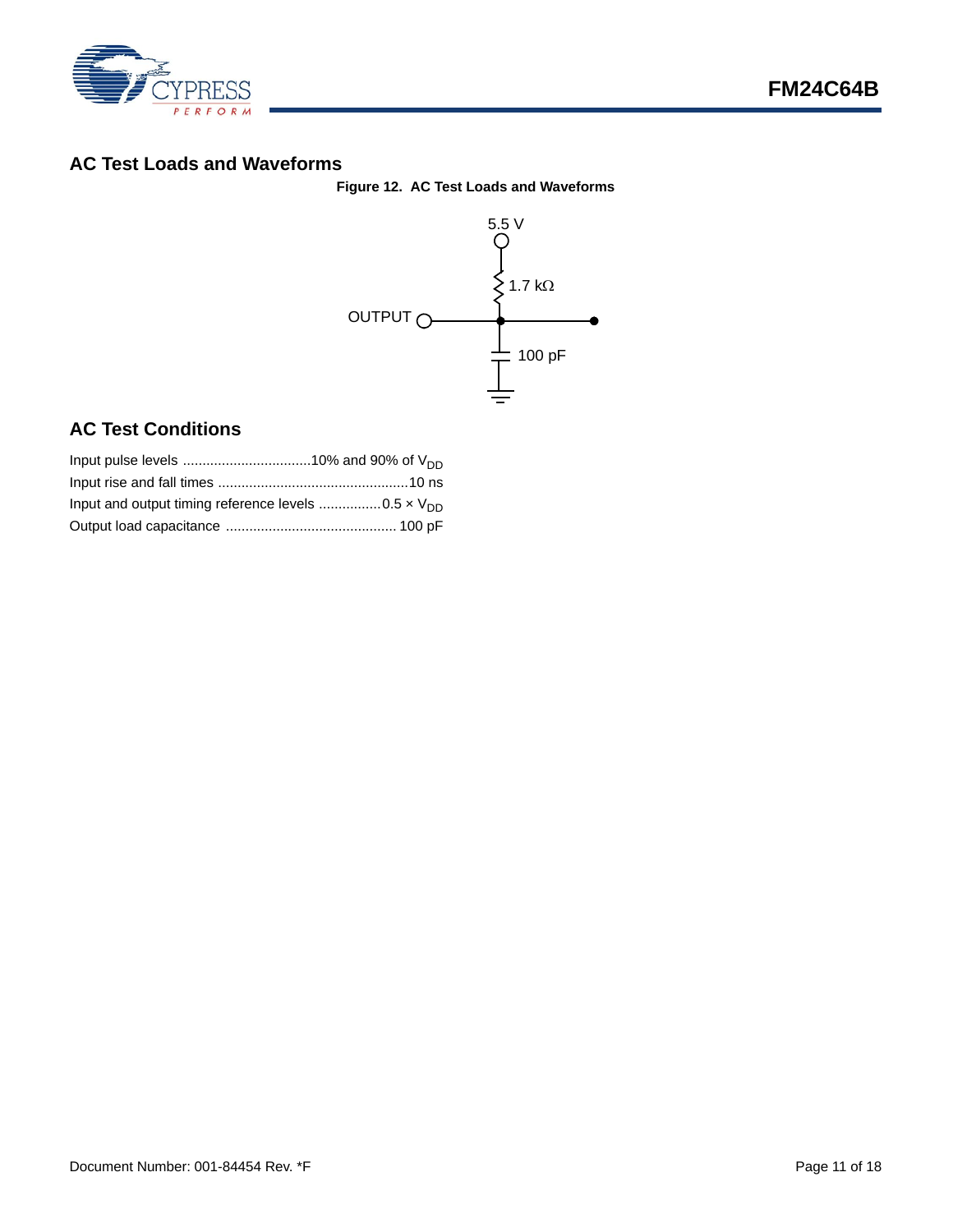## AC Test Loads and Waveforms

**Figure 12. AC Test Loads and Waveforms**

5.5 V

1.7 kΩ

OUTPUT

100 pF

## AC Test Conditions

Input pulse levels ................................10% and 90% of $V_{DD}$

Input rise and fall times .................................................10 ns

Input and output timing reference levels ................0.5 × $V_{DD}$

Output load capacitance ............................................ 100 pF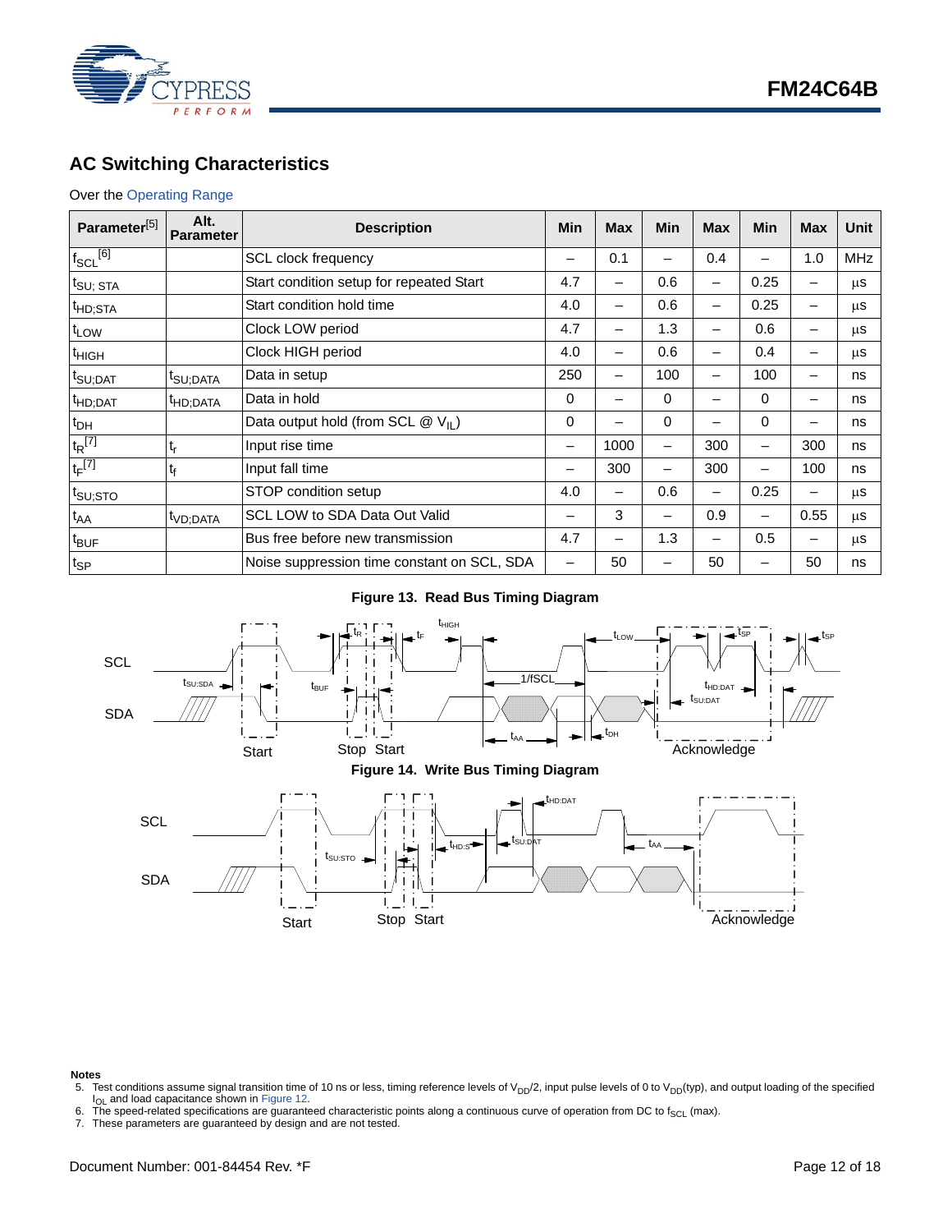## AC Switching Characteristics

Over the Operating Range

| Parameter[5] | Alt. Parameter | Description | Min | Max | Min | Max | Min | Max | Unit |
|---|---|---|---|---|---|---|---|---|---|
| $f_{SCL}$[6] | | SCL clock frequency | – | 0.1 | – | 0.4 | – | 1.0 | MHz |
| $t_{SU;\,STA}$ | | Start condition setup for repeated Start | 4.7 | – | 0.6 | – | 0.25 | – | µs |
| $t_{HD;STA}$ | | Start condition hold time | 4.0 | – | 0.6 | – | 0.25 | – | µs |
| $t_{LOW}$ | | Clock LOW period | 4.7 | – | 1.3 | – | 0.6 | – | µs |
| $t_{HIGH}$ | | Clock HIGH period | 4.0 | – | 0.6 | – | 0.4 | – | µs |
| $t_{SU;DAT}$ | $t_{SU;DATA}$ | Data in setup | 250 | – | 100 | – | 100 | – | ns |
| $t_{HD;DAT}$ | $t_{HD;DATA}$ | Data in hold | 0 | – | 0 | – | 0 | – | ns |
| $t_{DH}$ | | Data output hold (from SCL @ $V_{IL}$) | 0 | – | 0 | – | 0 | – | ns |
| $t_R$[7] | $t_r$ | Input rise time | – | 1000 | – | 300 | – | 300 | ns |
| $t_F$[7] | $t_f$ | Input fall time | – | 300 | – | 300 | – | 100 | ns |
| $t_{SU;STO}$ | | STOP condition setup | 4.0 | – | 0.6 | – | 0.25 | – | µs |
| $t_{AA}$ | $t_{VD;DATA}$ | SCL LOW to SDA Data Out Valid | – | 3 | – | 0.9 | – | 0.55 | µs |
| $t_{BUF}$ | | Bus free before new transmission | 4.7 | – | 1.3 | – | 0.5 | – | µs |
| $t_{SP}$ | | Noise suppression time constant on SCL, SDA | – | 50 | – | 50 | – | 50 | ns |

**Figure 13. Read Bus Timing Diagram**

**Figure 14. Write Bus Timing Diagram**

**Notes**

5. Test conditions assume signal transition time of 10 ns or less, timing reference levels of $V_{DD}/2$, input pulse levels of 0 to $V_{DD}$(typ), and output loading of the specified $I_{OL}$ and load capacitance shown in Figure 12.
6. The speed-related specifications are guaranteed characteristic points along a continuous curve of operation from DC to $f_{SCL}$ (max).
7. These parameters are guaranteed by design and are not tested.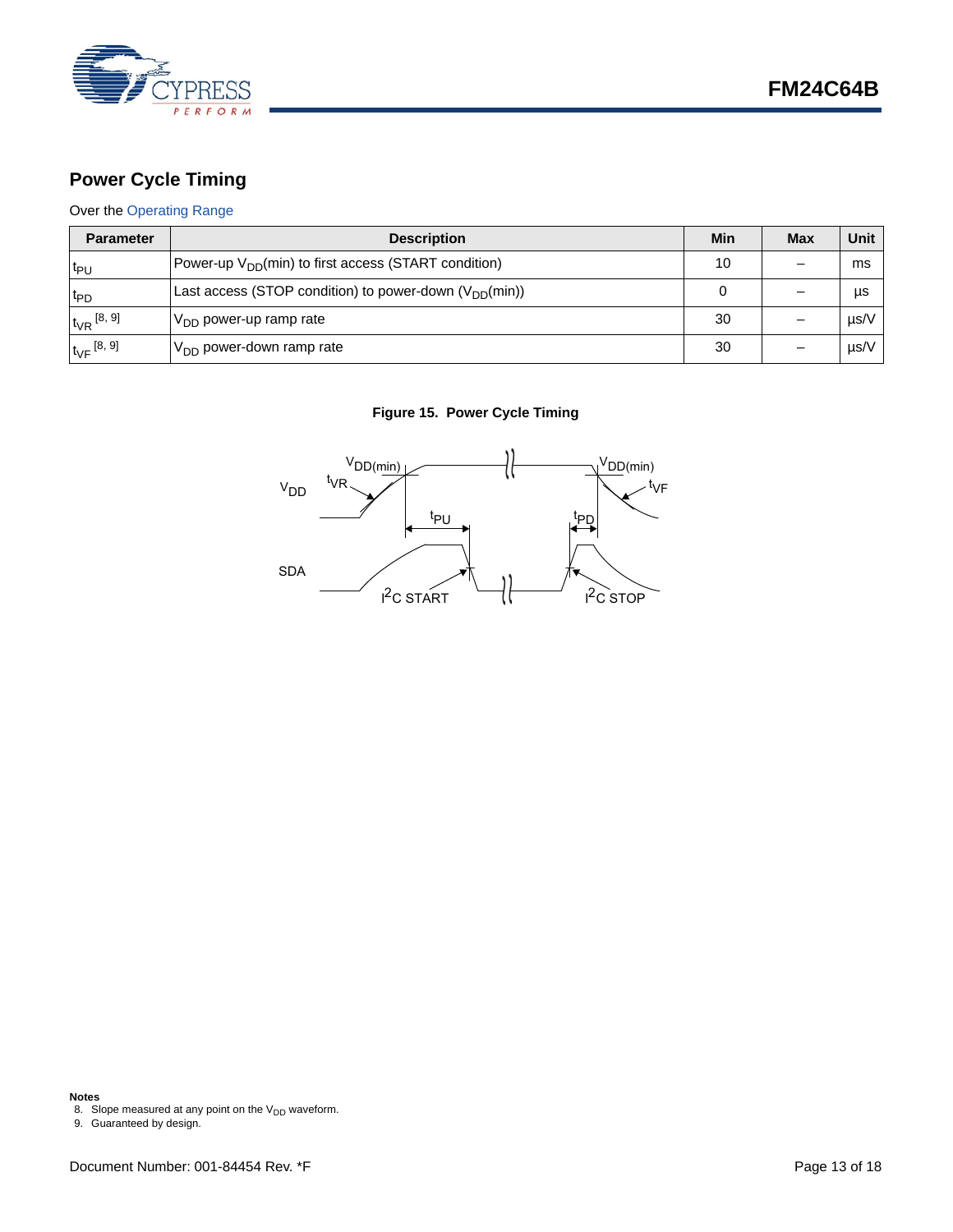## Power Cycle Timing

Over the Operating Range

| Parameter | Description | Min | Max | Unit |
|---|---|---|---|---|
| $t_{PU}$ | Power-up $V_{DD}$(min) to first access (START condition) | 10 | – | ms |
| $t_{PD}$ | Last access (STOP condition) to power-down ($V_{DD}$(min)) | 0 | – | µs |
| $t_{VR}$ [8, 9] | $V_{DD}$ power-up ramp rate | 30 | – | µs/V |
| $t_{VF}$ [8, 9] | $V_{DD}$ power-down ramp rate | 30 | – | µs/V |

**Figure 15. Power Cycle Timing**

**Notes**

8. Slope measured at any point on the $V_{DD}$ waveform.
9. Guaranteed by design.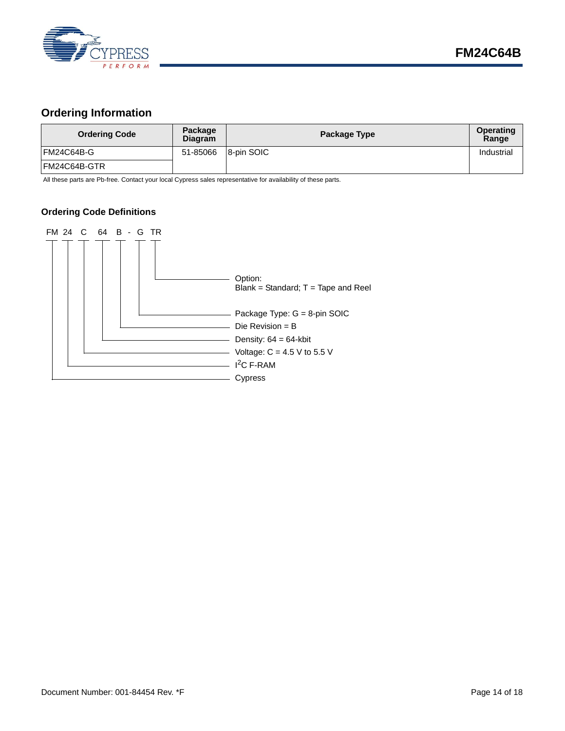## Ordering Information

| Ordering Code | Package Diagram | Package Type | Operating Range |
|---|---|---|---|
| FM24C64B-G | 51-85066 | 8-pin SOIC | Industrial |
| FM24C64B-GTR | | | |

All these parts are Pb-free. Contact your local Cypress sales representative for availability of these parts.

### Ordering Code Definitions

FM 24 C 64 B - G TR

- Option: Blank = Standard; T = Tape and Reel
- Package Type: G = 8-pin SOIC
- Die Revision = B
- Density: 64 = 64-kbit
- Voltage: C = 4.5 V to 5.5 V
- $I^2C$ F-RAM
- Cypress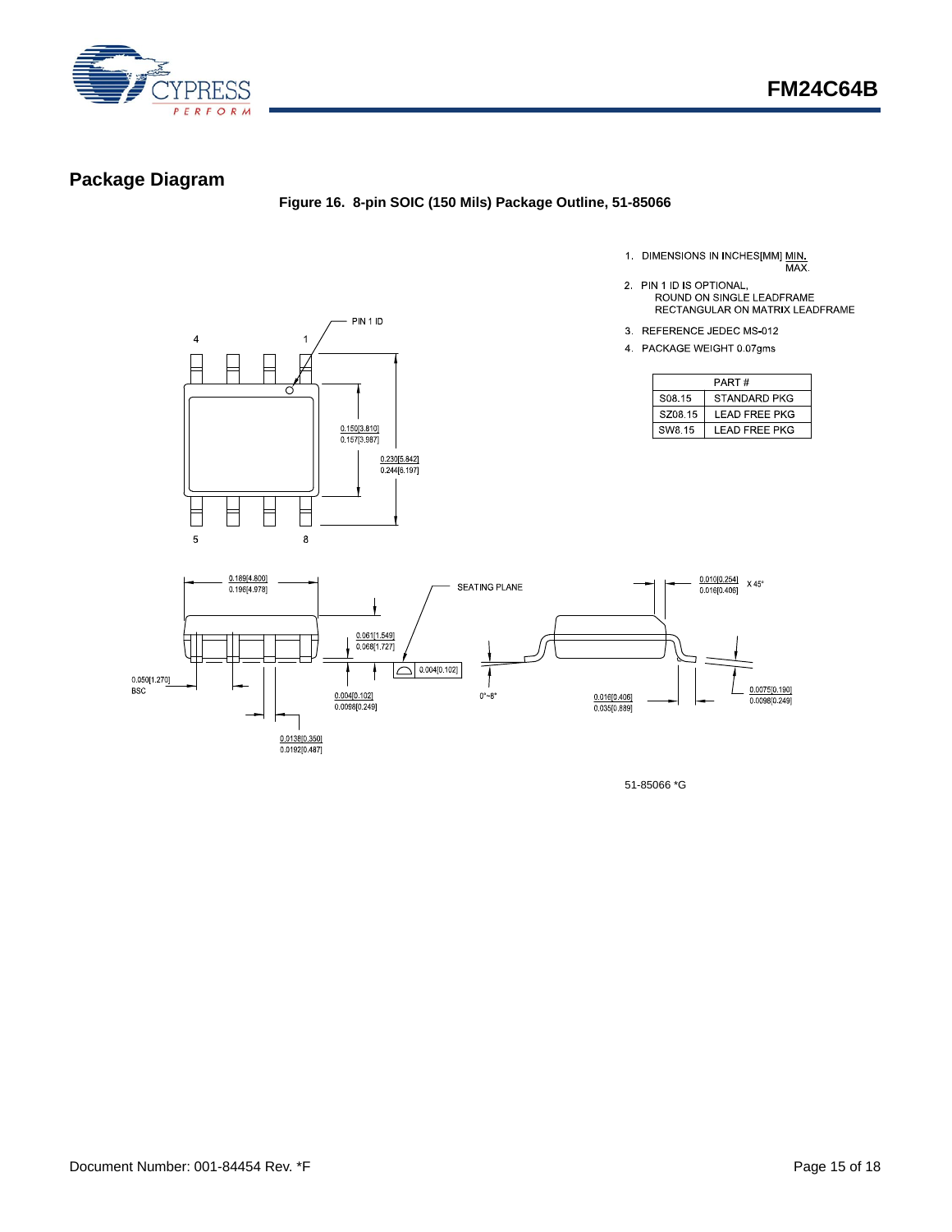## Package Diagram

**Figure 16. 8-pin SOIC (150 Mils) Package Outline, 51-85066**

1. DIMENSIONS IN INCHES[MM] MIN. / MAX.
2. PIN 1 ID IS OPTIONAL, ROUND ON SINGLE LEADFRAME RECTANGULAR ON MATRIX LEADFRAME
3. REFERENCE JEDEC MS-012
4. PACKAGE WEIGHT 0.07gms

| PART # | |
|---|---|
| S08.15 | STANDARD PKG |
| SZ08.15 | LEAD FREE PKG |
| SW8.15 | LEAD FREE PKG |

PIN 1 ID

4 1 5 8

0.150[3.810] / 0.157[3.987]

0.230[5.842] / 0.244[6.197]

0.189[4.800] / 0.196[4.978]

SEATING PLANE

0.010[0.254] / 0.016[0.406] X 45°

0.061[1.549] / 0.068[1.727]

0.004[0.102]

0.050[1.270] BSC

0.004[0.102] / 0.0098[0.249]

0°~8°

0.016[0.406] / 0.035[0.889]

0.0075[0.190] / 0.0098[0.249]

0.0138[0.350] / 0.0192[0.487]

51-85066 *G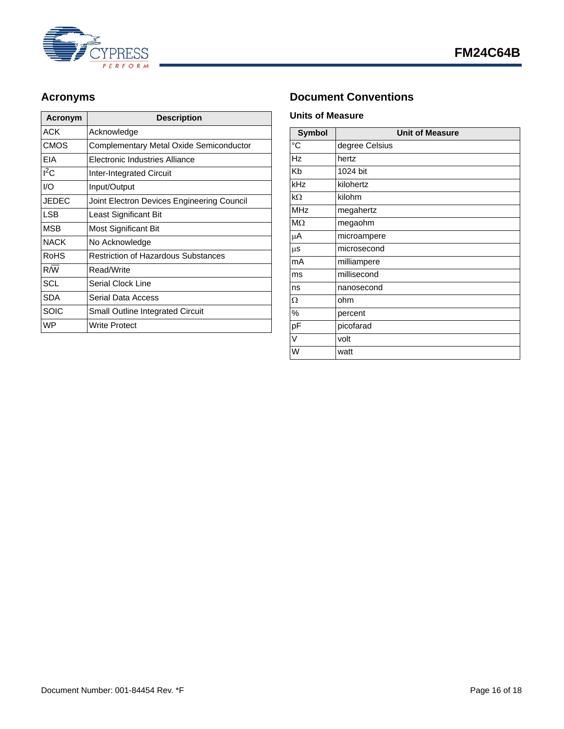## Acronyms

| Acronym | Description |
|---|---|
| ACK | Acknowledge |
| CMOS | Complementary Metal Oxide Semiconductor |
| EIA | Electronic Industries Alliance |
| $I^2C$ | Inter-Integrated Circuit |
| I/O | Input/Output |
| JEDEC | Joint Electron Devices Engineering Council |
| LSB | Least Significant Bit |
| MSB | Most Significant Bit |
| NACK | No Acknowledge |
| RoHS | Restriction of Hazardous Substances |
| R/$\overline{W}$ | Read/Write |
| SCL | Serial Clock Line |
| SDA | Serial Data Access |
| SOIC | Small Outline Integrated Circuit |
| WP | Write Protect |

## Document Conventions

### Units of Measure

| Symbol | Unit of Measure |
|---|---|
| °C | degree Celsius |
| Hz | hertz |
| Kb | 1024 bit |
| kHz | kilohertz |
| kΩ | kilohm |
| MHz | megahertz |
| MΩ | megaohm |
| μA | microampere |
| μs | microsecond |
| mA | milliampere |
| ms | millisecond |
| ns | nanosecond |
| Ω | ohm |
| % | percent |
| pF | picofarad |
| V | volt |
| W | watt |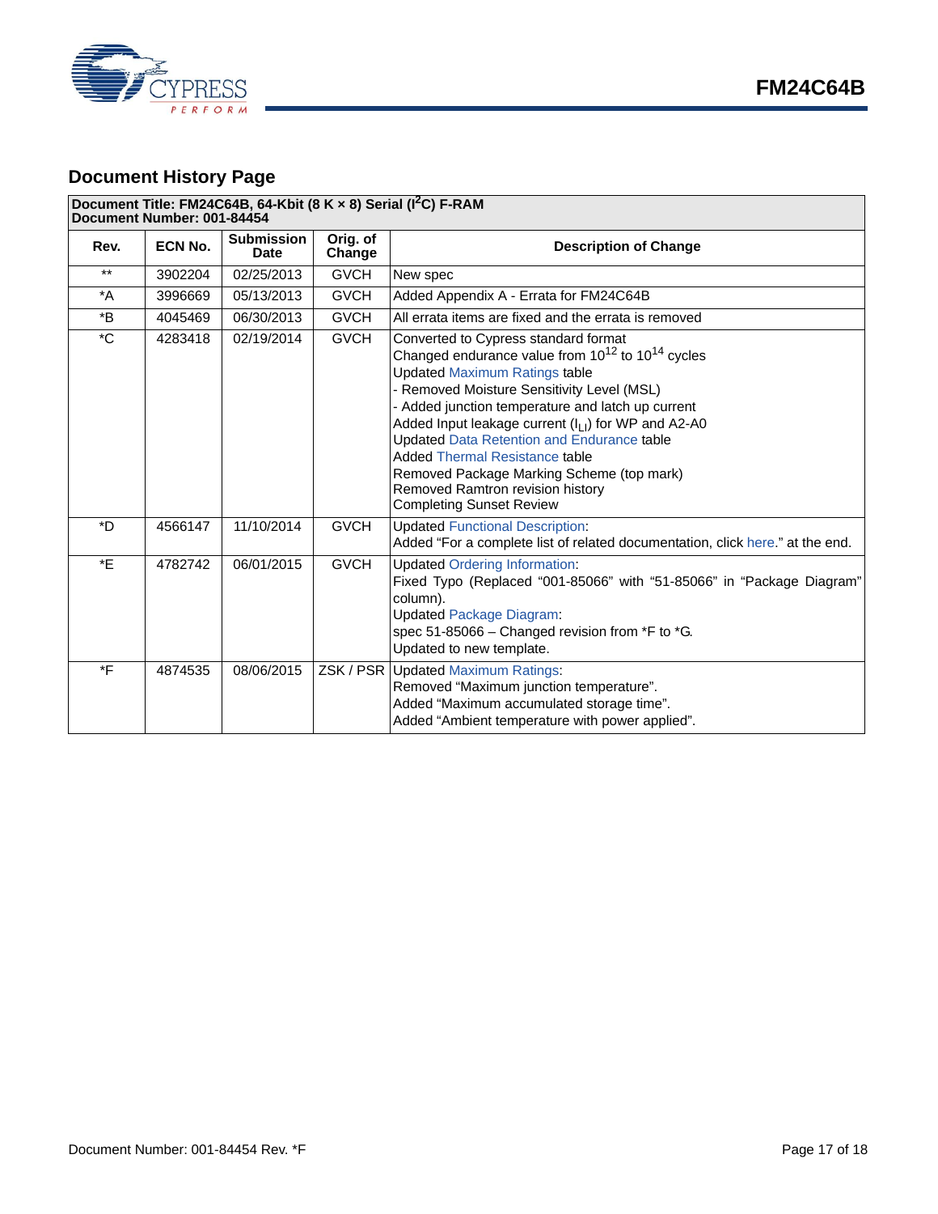## Document History Page

| Document Title: FM24C64B, 64-Kbit (8 K × 8) Serial ($I^2C$) F-RAM<br>Document Number: 001-84454 | | | | |
|---|---|---|---|---|
| **Rev.** | **ECN No.** | **Submission Date** | **Orig. of Change** | **Description of Change** |
| ** | 3902204 | 02/25/2013 | GVCH | New spec |
| *A | 3996669 | 05/13/2013 | GVCH | Added Appendix A - Errata for FM24C64B |
| *B | 4045469 | 06/30/2013 | GVCH | All errata items are fixed and the errata is removed |
| *C | 4283418 | 02/19/2014 | GVCH | Converted to Cypress standard format<br>Changed endurance value from $10^{12}$ to $10^{14}$ cycles<br>Updated Maximum Ratings table<br>- Removed Moisture Sensitivity Level (MSL)<br>- Added junction temperature and latch up current<br>Added Input leakage current ($I_{LI}$) for WP and A2-A0<br>Updated Data Retention and Endurance table<br>Added Thermal Resistance table<br>Removed Package Marking Scheme (top mark)<br>Removed Ramtron revision history<br>Completing Sunset Review |
| *D | 4566147 | 11/10/2014 | GVCH | Updated Functional Description:<br>Added “For a complete list of related documentation, click here.” at the end. |
| *E | 4782742 | 06/01/2015 | GVCH | Updated Ordering Information:<br>Fixed Typo (Replaced “001-85066” with “51-85066” in “Package Diagram” column).<br>Updated Package Diagram:<br>spec 51-85066 – Changed revision from *F to *G.<br>Updated to new template. |
| *F | 4874535 | 08/06/2015 | ZSK / PSR | Updated Maximum Ratings:<br>Removed “Maximum junction temperature”.<br>Added “Maximum accumulated storage time”.<br>Added “Ambient temperature with power applied”. |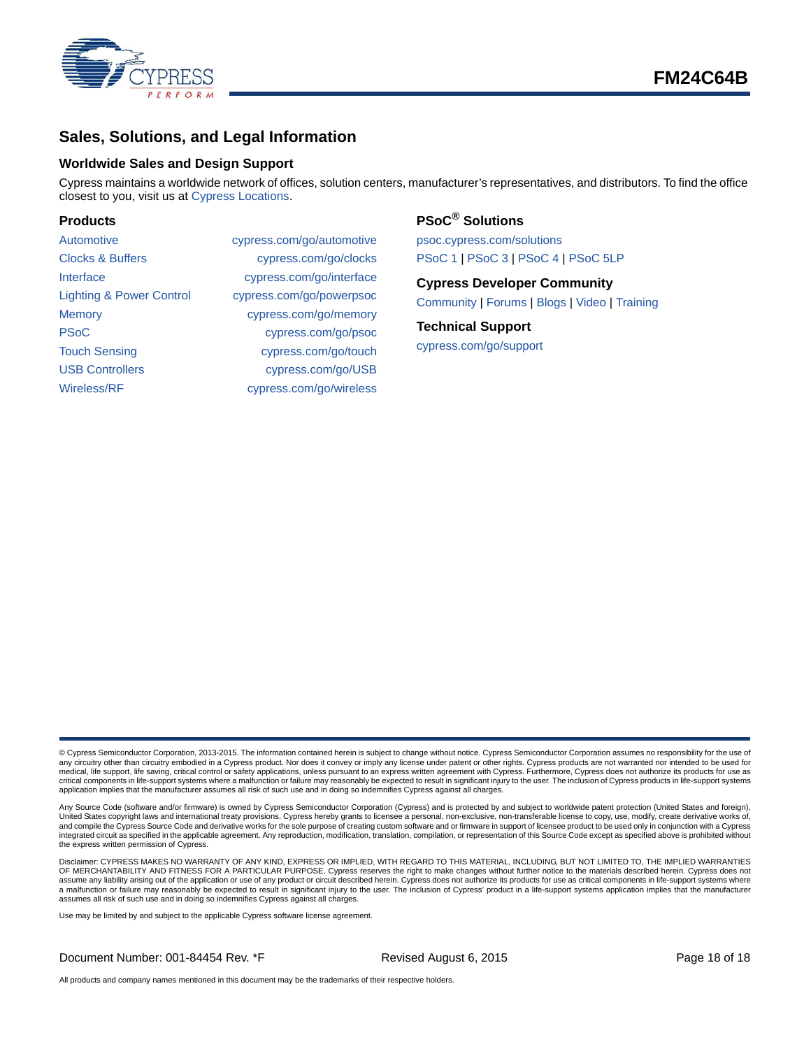## Sales, Solutions, and Legal Information

### Worldwide Sales and Design Support

Cypress maintains a worldwide network of offices, solution centers, manufacturer's representatives, and distributors. To find the office closest to you, visit us at Cypress Locations.

### Products

| | |
|---|---|
| Automotive | cypress.com/go/automotive |
| Clocks & Buffers | cypress.com/go/clocks |
| Interface | cypress.com/go/interface |
| Lighting & Power Control | cypress.com/go/powerpsoc |
| Memory | cypress.com/go/memory |
| PSoC | cypress.com/go/psoc |
| Touch Sensing | cypress.com/go/touch |
| USB Controllers | cypress.com/go/USB |
| Wireless/RF | cypress.com/go/wireless |

### PSoC® Solutions

psoc.cypress.com/solutions

PSoC 1 | PSoC 3 | PSoC 4 | PSoC 5LP

### Cypress Developer Community

Community | Forums | Blogs | Video | Training

### Technical Support

cypress.com/go/support

© Cypress Semiconductor Corporation, 2013-2015. The information contained herein is subject to change without notice. Cypress Semiconductor Corporation assumes no responsibility for the use of any circuitry other than circuitry embodied in a Cypress product. Nor does it convey or imply any license under patent or other rights. Cypress products are not warranted nor intended to be used for medical, life support, life saving, critical control or safety applications, unless pursuant to an express written agreement with Cypress. Furthermore, Cypress does not authorize its products for use as critical components in life-support systems where a malfunction or failure may reasonably be expected to result in significant injury to the user. The inclusion of Cypress products in life-support systems application implies that the manufacturer assumes all risk of such use and in doing so indemnifies Cypress against all charges.

Any Source Code (software and/or firmware) is owned by Cypress Semiconductor Corporation (Cypress) and is protected by and subject to worldwide patent protection (United States and foreign), United States copyright laws and international treaty provisions. Cypress hereby grants to licensee a personal, non-exclusive, non-transferable license to copy, use, modify, create derivative works of, and compile the Cypress Source Code and derivative works for the sole purpose of creating custom software and or firmware in support of licensee product to be used only in conjunction with a Cypress integrated circuit as specified in the applicable agreement. Any reproduction, modification, translation, compilation, or representation of this Source Code except as specified above is prohibited without the express written permission of Cypress.

Disclaimer: CYPRESS MAKES NO WARRANTY OF ANY KIND, EXPRESS OR IMPLIED, WITH REGARD TO THIS MATERIAL, INCLUDING, BUT NOT LIMITED TO, THE IMPLIED WARRANTIES OF MERCHANTABILITY AND FITNESS FOR A PARTICULAR PURPOSE. Cypress reserves the right to make changes without further notice to the materials described herein. Cypress does not assume any liability arising out of the application or use of any product or circuit described herein. Cypress does not authorize its products for use as critical components in life-support systems where a malfunction or failure may reasonably be expected to result in significant injury to the user. The inclusion of Cypress' product in a life-support systems application implies that the manufacturer assumes all risk of such use and in doing so indemnifies Cypress against all charges.

Use may be limited by and subject to the applicable Cypress software license agreement.

Document Number: 001-84454 Rev. *F Revised August 6, 2015

All products and company names mentioned in this document may be the trademarks of their respective holders.